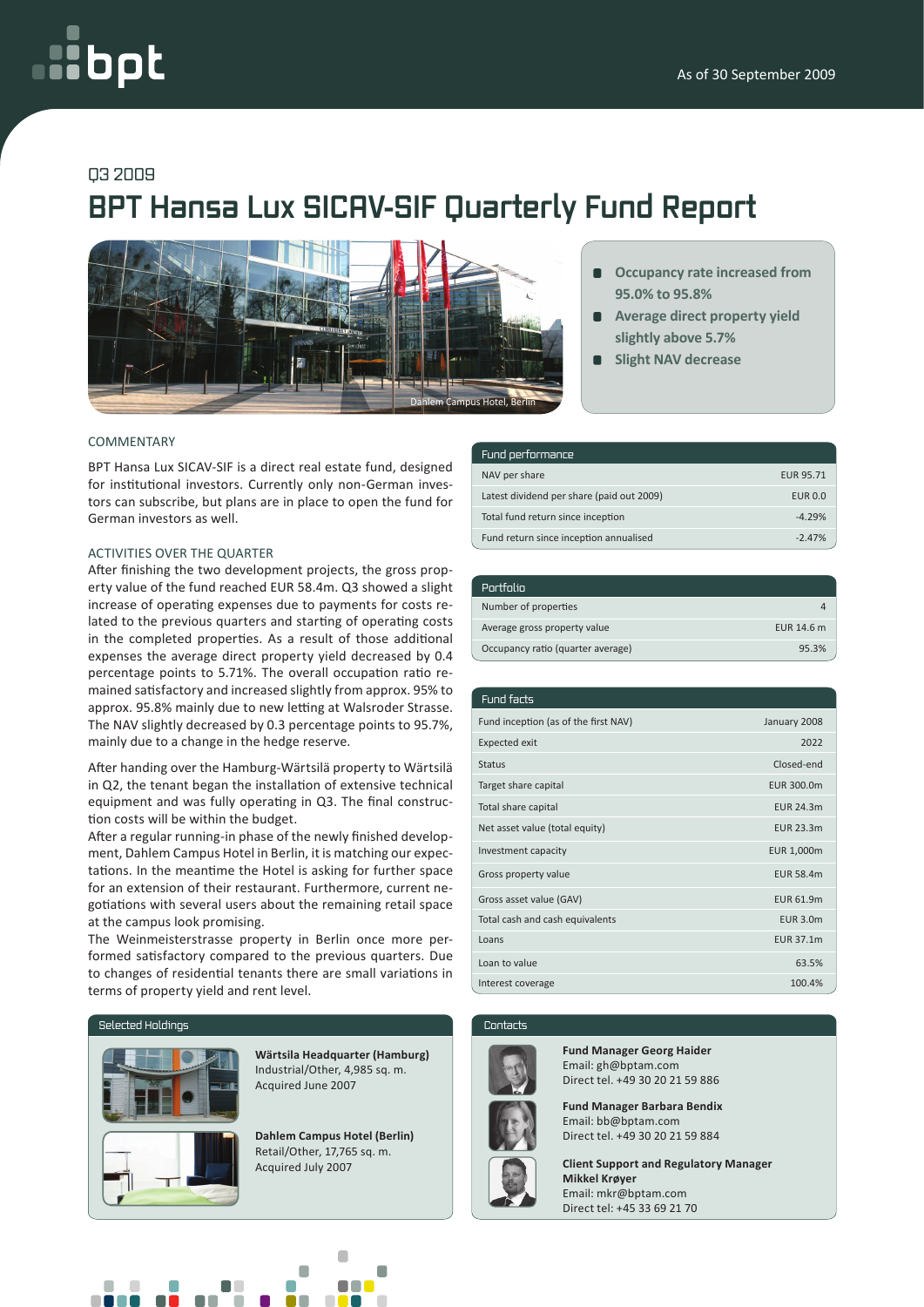As of 30 September 2009

Q3 2009

# BPT Hansa Lux SICAV-SIF Quarterly Fund Report

Dahlem Campus Hotel, Berlin

- Occupancy rate increased from 95.0% to 95.8%
- Average direct property yield slightly above 5.7%
- Slight NAV decrease

## COMMENTARY

BPT Hansa Lux SICAV-SIF is a direct real estate fund, designed for institutional investors. Currently only non-German investors can subscribe, but plans are in place to open the fund for German investors as well.

### ACTIVITIES OVER THE QUARTER

After finishing the two development projects, the gross property value of the fund reached EUR 58.4m. Q3 showed a slight increase of operating expenses due to payments for costs related to the previous quarters and starting of operating costs in the completed properties. As a result of those additional expenses the average direct property yield decreased by 0.4 percentage points to 5.71%. The overall occupation ratio remained satisfactory and increased slightly from approx. 95% to approx. 95.8% mainly due to new letting at Walsroder Strasse. The NAV slightly decreased by 0.3 percentage points to 95.7%, mainly due to a change in the hedge reserve.

After handing over the Hamburg-Wärtsilä property to Wärtsilä in Q2, the tenant began the installation of extensive technical equipment and was fully operating in Q3. The final construction costs will be within the budget.

After a regular running-in phase of the newly finished development, Dahlem Campus Hotel in Berlin, it is matching our expectations. In the meantime the Hotel is asking for further space for an extension of their restaurant. Furthermore, current negotiations with several users about the remaining retail space at the campus look promising.

The Weinmeisterstrasse property in Berlin once more performed satisfactory compared to the previous quarters. Due to changes of residential tenants there are small variations in terms of property yield and rent level.

| Fund performance | |
|---|---|
| NAV per share | EUR 95.71 |
| Latest dividend per share (paid out 2009) | EUR 0.0 |
| Total fund return since inception | -4.29% |
| Fund return since inception annualised | -2.47% |

| Portfolio | |
|---|---|
| Number of properties | 4 |
| Average gross property value | EUR 14.6 m |
| Occupancy ratio (quarter average) | 95.3% |

| Fund facts | |
|---|---|
| Fund inception (as of the first NAV) | January 2008 |
| Expected exit | 2022 |
| Status | Closed-end |
| Target share capital | EUR 300.0m |
| Total share capital | EUR 24.3m |
| Net asset value (total equity) | EUR 23.3m |
| Investment capacity | EUR 1,000m |
| Gross property value | EUR 58.4m |
| Gross asset value (GAV) | EUR 61.9m |
| Total cash and cash equivalents | EUR 3.0m |
| Loans | EUR 37.1m |
| Loan to value | 63.5% |
| Interest coverage | 100.4% |

## Selected Holdings

**Wärtsila Headquarter (Hamburg)**
Industrial/Other, 4,985 sq. m.
Acquired June 2007

**Dahlem Campus Hotel (Berlin)**
Retail/Other, 17,765 sq. m.
Acquired July 2007

## Contacts

**Fund Manager Georg Haider**
Email: gh@bptam.com
Direct tel. +49 30 20 21 59 886

**Fund Manager Barbara Bendix**
Email: bb@bptam.com
Direct tel. +49 30 20 21 59 884

**Client Support and Regulatory Manager Mikkel Krøyer**
Email: mkr@bptam.com
Direct tel: +45 33 69 21 70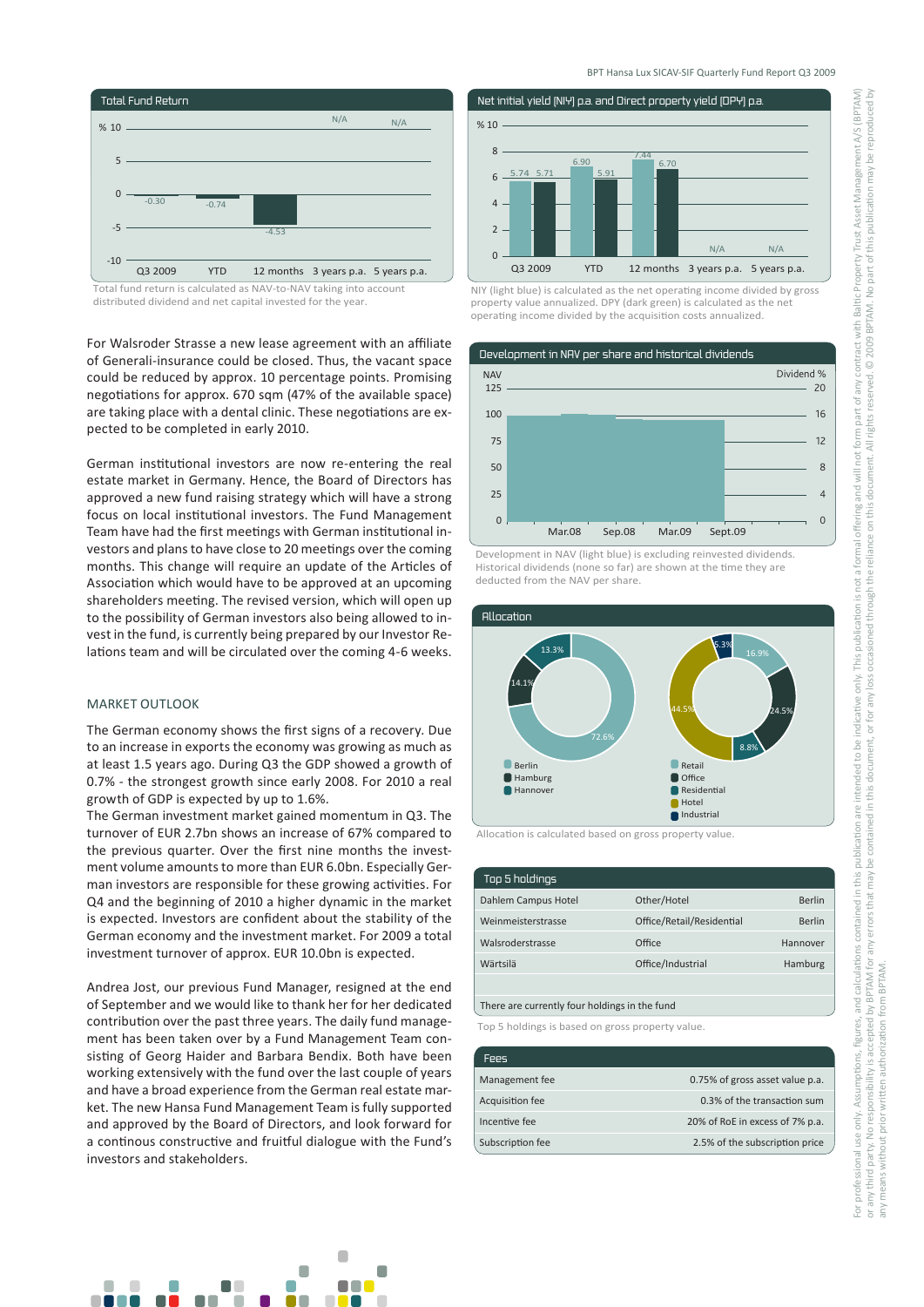## Total Fund Return

% 10
5
0
-5
-10

-0.30
-0.74
-4.53
N/A
N/A

Q3 2009 | YTD | 12 months | 3 years p.a. | 5 years p.a.

Total fund return is calculated as NAV-to-NAV taking into account distributed dividend and net capital invested for the year.

## Net initial yield (NIY) p.a. and Direct property yield (DPY) p.a.

% 10
8
6
4
2
0

5.74 5.71
6.90 5.91
7.44 6.70
N/A
N/A

Q3 2009 | YTD | 12 months | 3 years p.a. | 5 years p.a.

NIY (light blue) is calculated as the net operating income divided by gross property value annualized. DPY (dark green) is calculated as the net operating income divided by the acquisition costs annualized.

For Walsroder Strasse a new lease agreement with an affiliate of Generali-insurance could be closed. Thus, the vacant space could be reduced by approx. 10 percentage points. Promising negotiations for approx. 670 sqm (47% of the available space) are taking place with a dental clinic. These negotiations are expected to be completed in early 2010.

German institutional investors are now re-entering the real estate market in Germany. Hence, the Board of Directors has approved a new fund raising strategy which will have a strong focus on local institutional investors. The Fund Management Team have had the first meetings with German institutional investors and plans to have close to 20 meetings over the coming months. This change will require an update of the Articles of Association which would have to be approved at an upcoming shareholders meeting. The revised version, which will open up to the possibility of German investors also being allowed to invest in the fund, is currently being prepared by our Investor Relations team and will be circulated over the coming 4-6 weeks.

## Development in NAV per share and historical dividends

NAV
125
100
75
50
25
0

Dividend %
20
16
12
8
4
0

Mar.08 | Sep.08 | Mar.09 | Sep.09

Development in NAV (light blue) is excluding reinvested dividends. Historical dividends (none so far) are shown at the time they are deducted from the NAV per share.

## Allocation

72.6%
14.1%
13.3%

Berlin
Hamburg
Hannover

5.3%
16.9%
24.5%
8.8%
44.5%

Retail
Office
Residential
Hotel
Industrial

Allocation is calculated based on gross property value.

### MARKET OUTLOOK

The German economy shows the first signs of a recovery. Due to an increase in exports the economy was growing as much as at least 1.5 years ago. During Q3 the GDP showed a growth of 0.7% - the strongest growth since early 2008. For 2010 a real growth of GDP is expected by up to 1.6%.

The German investment market gained momentum in Q3. The turnover of EUR 2.7bn shows an increase of 67% compared to the previous quarter. Over the first nine months the investment volume amounts to more than EUR 6.0bn. Especially German investors are responsible for these growing activities. For Q4 and the beginning of 2010 a higher dynamic in the market is expected. Investors are confident about the stability of the German economy and the investment market. For 2009 a total investment turnover of approx. EUR 10.0bn is expected.

Andrea Jost, our previous Fund Manager, resigned at the end of September and we would like to thank her for her dedicated contribution over the past three years. The daily fund management has been taken over by a Fund Management Team consisting of Georg Haider and Barbara Bendix. Both have been working extensively with the fund over the last couple of years and have a broad experience from the German real estate market. The new Hansa Fund Management Team is fully supported and approved by the Board of Directors, and look forward for a continous constructive and fruitful dialogue with the Fund's investors and stakeholders.

## Top 5 holdings

| | | |
|---|---|---|
| Dahlem Campus Hotel | Other/Hotel | Berlin |
| Weinmeisterstrasse | Office/Retail/Residential | Berlin |
| Walsroderstrasse | Office | Hannover |
| Wärtsilä | Office/Industrial | Hamburg |

There are currently four holdings in the fund

Top 5 holdings is based on gross property value.

## Fees

| | |
|---|---|
| Management fee | 0.75% of gross asset value p.a. |
| Acquisition fee | 0.3% of the transaction sum |
| Incentive fee | 20% of RoE in excess of 7% p.a. |
| Subscription fee | 2.5% of the subscription price |

For professional use only. Assumptions, figures, and calculations contained in this publication are intended to be indicative only. This publication is not a formal offering and will not form part of any contract with Baltic Property Trust Asset Management A/S (BPTAM) or any third party. No responsibility is accepted by BPTAM for any errors that may be contained in this document, or for any loss occasioned through the reliance on this document. All rights reserved. © 2009 BPTAM. No part of this publication may be reproduced by any means without prior written authorization from BPTAM.